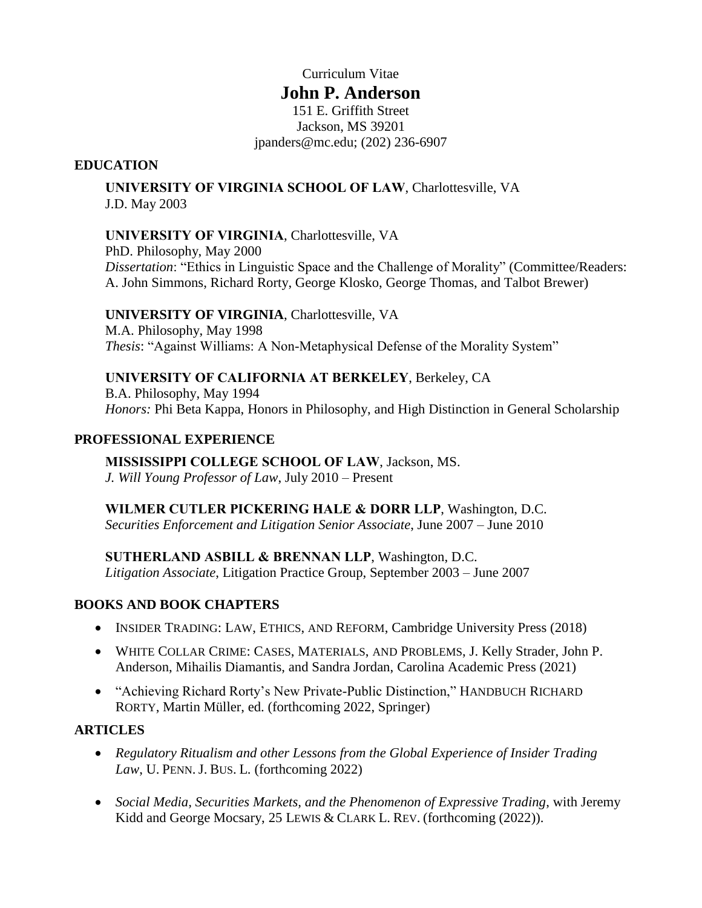Curriculum Vitae

# John P. Anderson

151 E. Griffith Street
Jackson, MS 39201
jpanders@mc.edu; (202) 236-6907

## EDUCATION

**UNIVERSITY OF VIRGINIA SCHOOL OF LAW**, Charlottesville, VA
J.D. May 2003

**UNIVERSITY OF VIRGINIA**, Charlottesville, VA
PhD. Philosophy, May 2000
*Dissertation*: "Ethics in Linguistic Space and the Challenge of Morality" (Committee/Readers: A. John Simmons, Richard Rorty, George Klosko, George Thomas, and Talbot Brewer)

**UNIVERSITY OF VIRGINIA**, Charlottesville, VA
M.A. Philosophy, May 1998
*Thesis*: "Against Williams: A Non-Metaphysical Defense of the Morality System"

**UNIVERSITY OF CALIFORNIA AT BERKELEY**, Berkeley, CA
B.A. Philosophy, May 1994
*Honors:* Phi Beta Kappa, Honors in Philosophy, and High Distinction in General Scholarship

## PROFESSIONAL EXPERIENCE

**MISSISSIPPI COLLEGE SCHOOL OF LAW**, Jackson, MS.
*J. Will Young Professor of Law*, July 2010 – Present

**WILMER CUTLER PICKERING HALE & DORR LLP**, Washington, D.C.
*Securities Enforcement and Litigation Senior Associate*, June 2007 – June 2010

**SUTHERLAND ASBILL & BRENNAN LLP**, Washington, D.C.
*Litigation Associate*, Litigation Practice Group, September 2003 – June 2007

## BOOKS AND BOOK CHAPTERS

- INSIDER TRADING: LAW, ETHICS, AND REFORM, Cambridge University Press (2018)
- WHITE COLLAR CRIME: CASES, MATERIALS, AND PROBLEMS, J. Kelly Strader, John P. Anderson, Mihailis Diamantis, and Sandra Jordan, Carolina Academic Press (2021)
- "Achieving Richard Rorty's New Private-Public Distinction," HANDBUCH RICHARD RORTY, Martin Müller, ed. (forthcoming 2022, Springer)

## ARTICLES

- *Regulatory Ritualism and other Lessons from the Global Experience of Insider Trading Law*, U. PENN. J. BUS. L. (forthcoming 2022)
- *Social Media, Securities Markets, and the Phenomenon of Expressive Trading*, with Jeremy Kidd and George Mocsary, 25 LEWIS & CLARK L. REV. (forthcoming (2022)).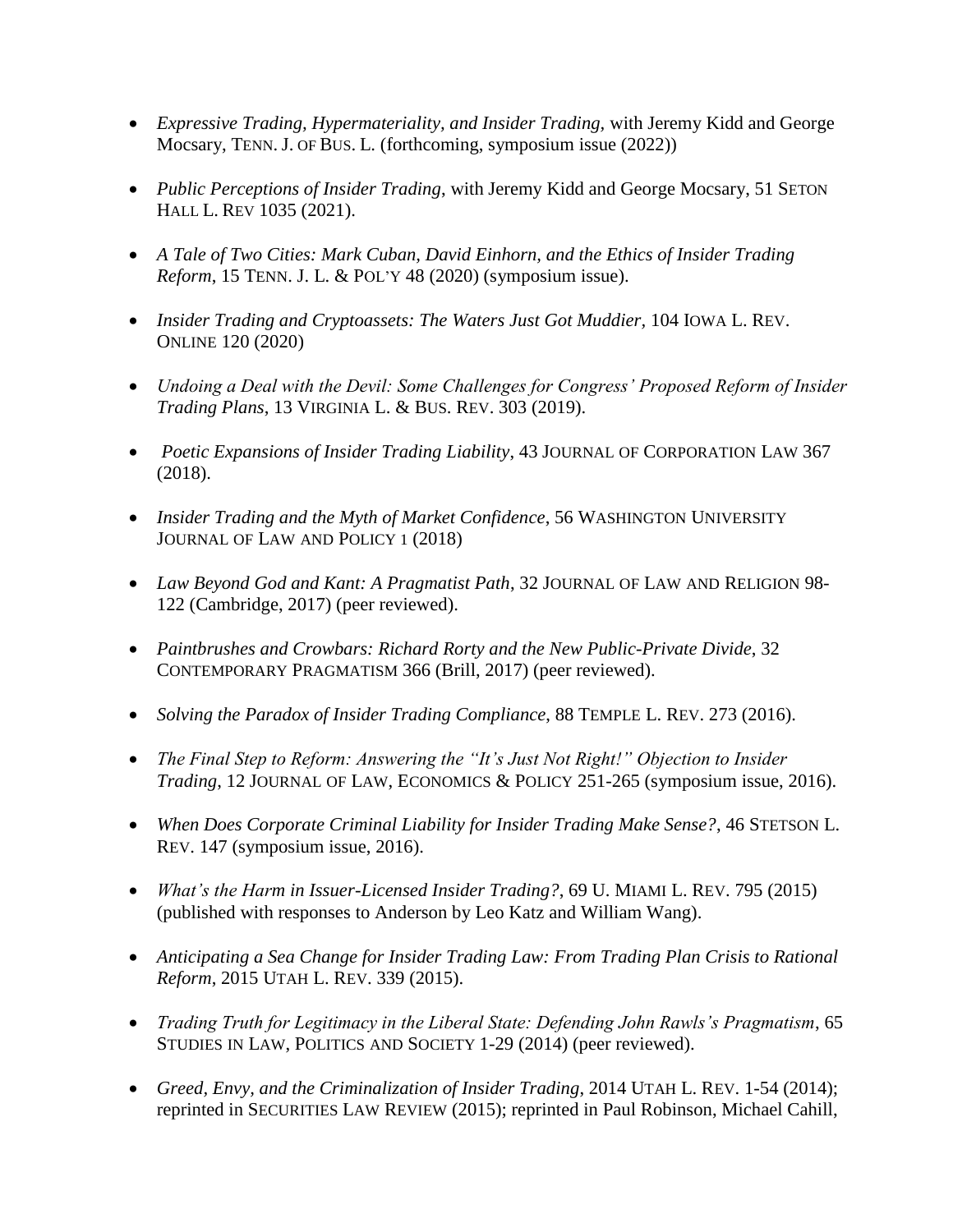- *Expressive Trading, Hypermateriality, and Insider Trading*, with Jeremy Kidd and George Mocsary, TENN. J. OF BUS. L. (forthcoming, symposium issue (2022))

- *Public Perceptions of Insider Trading*, with Jeremy Kidd and George Mocsary, 51 SETON HALL L. REV 1035 (2021).

- *A Tale of Two Cities: Mark Cuban, David Einhorn, and the Ethics of Insider Trading Reform*, 15 TENN. J. L. & POL'Y 48 (2020) (symposium issue).

- *Insider Trading and Cryptoassets: The Waters Just Got Muddier*, 104 IOWA L. REV. ONLINE 120 (2020)

- *Undoing a Deal with the Devil: Some Challenges for Congress' Proposed Reform of Insider Trading Plans*, 13 VIRGINIA L. & BUS. REV. 303 (2019).

- *Poetic Expansions of Insider Trading Liability*, 43 JOURNAL OF CORPORATION LAW 367 (2018).

- *Insider Trading and the Myth of Market Confidence*, 56 WASHINGTON UNIVERSITY JOURNAL OF LAW AND POLICY 1 (2018)

- *Law Beyond God and Kant: A Pragmatist Path*, 32 JOURNAL OF LAW AND RELIGION 98-122 (Cambridge, 2017) (peer reviewed).

- *Paintbrushes and Crowbars: Richard Rorty and the New Public-Private Divide*, 32 CONTEMPORARY PRAGMATISM 366 (Brill, 2017) (peer reviewed).

- *Solving the Paradox of Insider Trading Compliance*, 88 TEMPLE L. REV. 273 (2016).

- *The Final Step to Reform: Answering the "It's Just Not Right!" Objection to Insider Trading*, 12 JOURNAL OF LAW, ECONOMICS & POLICY 251-265 (symposium issue, 2016).

- *When Does Corporate Criminal Liability for Insider Trading Make Sense?*, 46 STETSON L. REV. 147 (symposium issue, 2016).

- *What's the Harm in Issuer-Licensed Insider Trading?*, 69 U. MIAMI L. REV. 795 (2015) (published with responses to Anderson by Leo Katz and William Wang).

- *Anticipating a Sea Change for Insider Trading Law: From Trading Plan Crisis to Rational Reform*, 2015 UTAH L. REV. 339 (2015).

- *Trading Truth for Legitimacy in the Liberal State: Defending John Rawls's Pragmatism*, 65 STUDIES IN LAW, POLITICS AND SOCIETY 1-29 (2014) (peer reviewed).

- *Greed, Envy, and the Criminalization of Insider Trading*, 2014 UTAH L. REV. 1-54 (2014); reprinted in SECURITIES LAW REVIEW (2015); reprinted in Paul Robinson, Michael Cahill,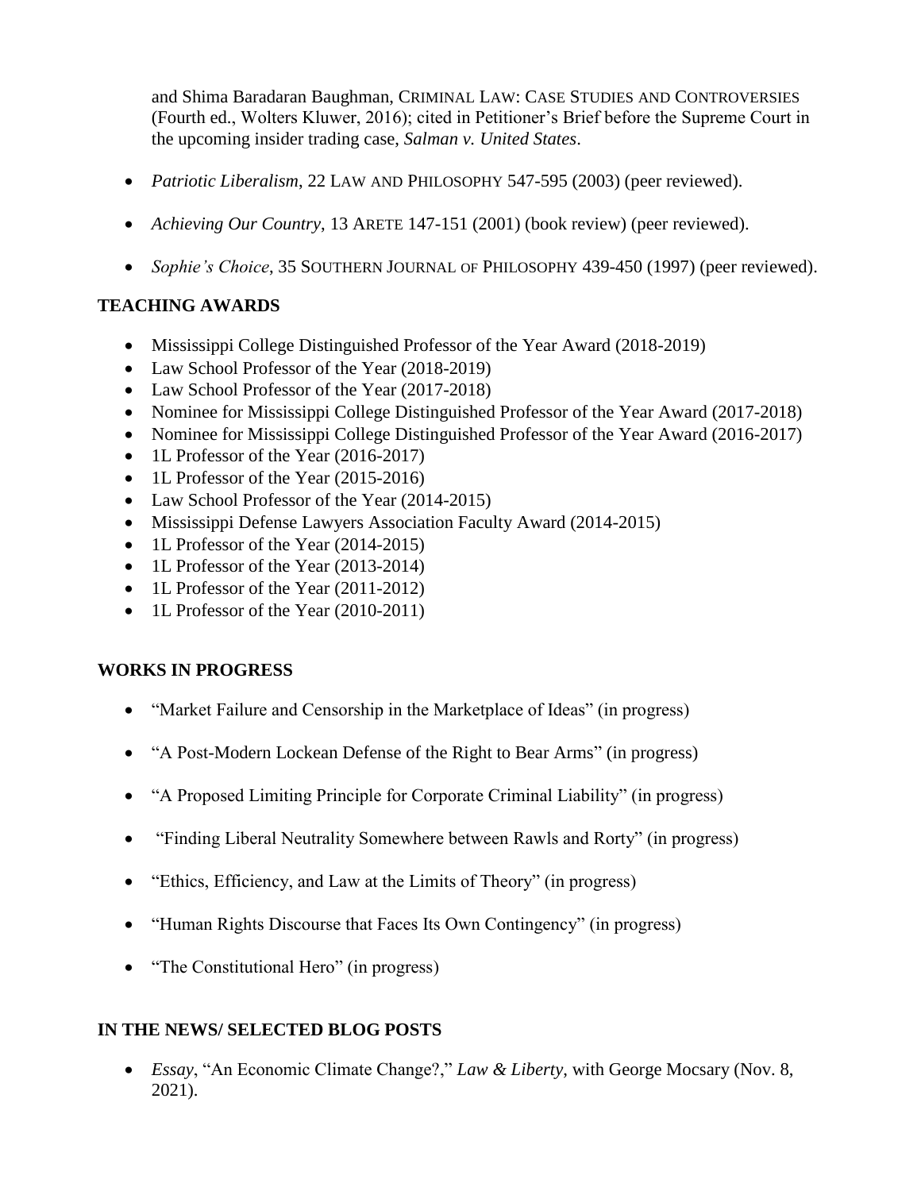and Shima Baradaran Baughman, CRIMINAL LAW: CASE STUDIES AND CONTROVERSIES (Fourth ed., Wolters Kluwer, 2016); cited in Petitioner's Brief before the Supreme Court in the upcoming insider trading case, *Salman v. United States*.

- *Patriotic Liberalism*, 22 LAW AND PHILOSOPHY 547-595 (2003) (peer reviewed).
- *Achieving Our Country*, 13 ARETE 147-151 (2001) (book review) (peer reviewed).
- *Sophie's Choice*, 35 SOUTHERN JOURNAL OF PHILOSOPHY 439-450 (1997) (peer reviewed).

## TEACHING AWARDS

- Mississippi College Distinguished Professor of the Year Award (2018-2019)
- Law School Professor of the Year (2018-2019)
- Law School Professor of the Year (2017-2018)
- Nominee for Mississippi College Distinguished Professor of the Year Award (2017-2018)
- Nominee for Mississippi College Distinguished Professor of the Year Award (2016-2017)
- 1L Professor of the Year (2016-2017)
- 1L Professor of the Year (2015-2016)
- Law School Professor of the Year (2014-2015)
- Mississippi Defense Lawyers Association Faculty Award (2014-2015)
- 1L Professor of the Year (2014-2015)
- 1L Professor of the Year (2013-2014)
- 1L Professor of the Year (2011-2012)
- 1L Professor of the Year (2010-2011)

## WORKS IN PROGRESS

- "Market Failure and Censorship in the Marketplace of Ideas" (in progress)
- "A Post-Modern Lockean Defense of the Right to Bear Arms" (in progress)
- "A Proposed Limiting Principle for Corporate Criminal Liability" (in progress)
- "Finding Liberal Neutrality Somewhere between Rawls and Rorty" (in progress)
- "Ethics, Efficiency, and Law at the Limits of Theory" (in progress)
- "Human Rights Discourse that Faces Its Own Contingency" (in progress)
- "The Constitutional Hero" (in progress)

## IN THE NEWS/ SELECTED BLOG POSTS

- *Essay*, "An Economic Climate Change?," *Law & Liberty*, with George Mocsary (Nov. 8, 2021).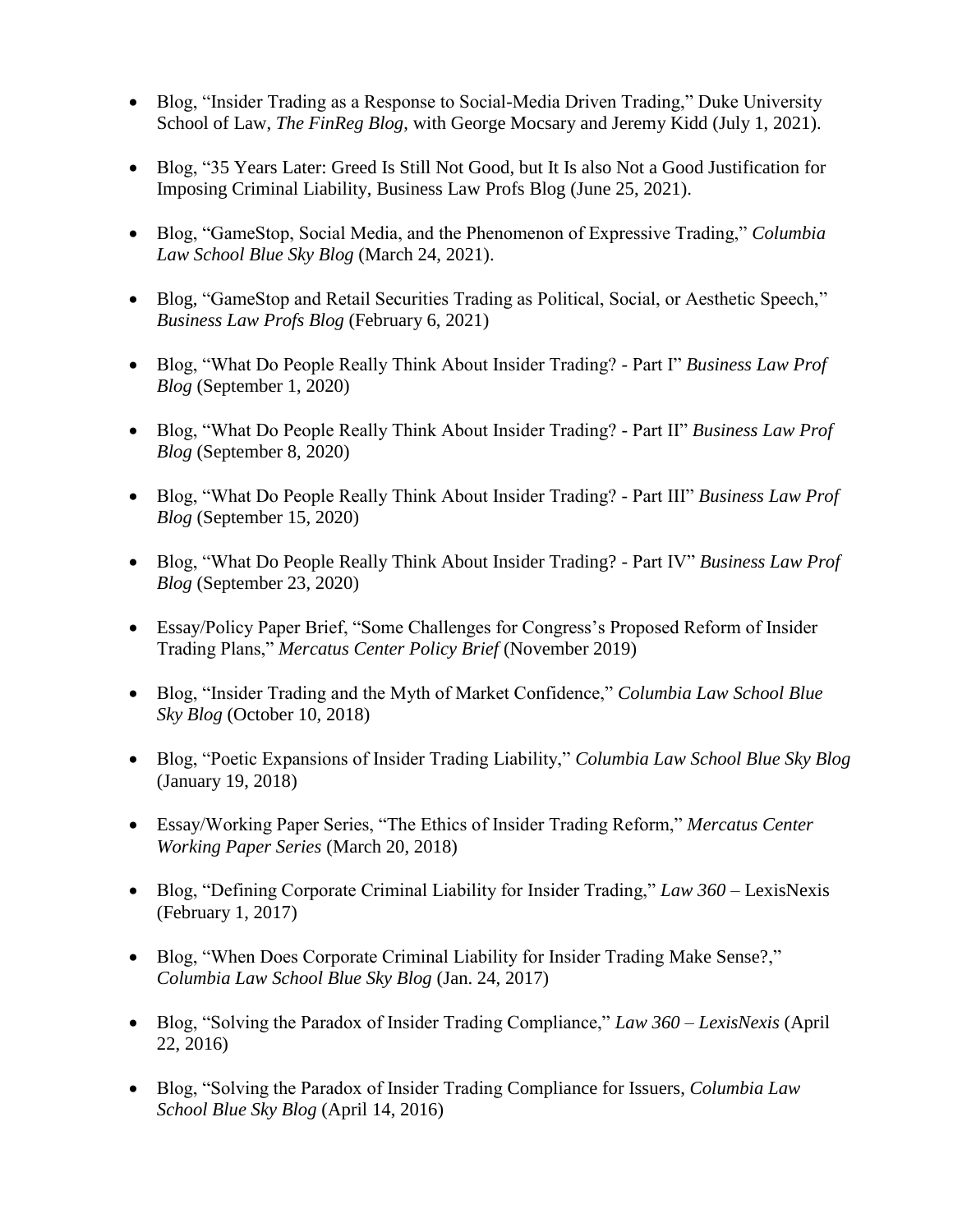- Blog, "Insider Trading as a Response to Social-Media Driven Trading," Duke University School of Law, *The FinReg Blog*, with George Mocsary and Jeremy Kidd (July 1, 2021).

- Blog, "35 Years Later: Greed Is Still Not Good, but It Is also Not a Good Justification for Imposing Criminal Liability, Business Law Profs Blog (June 25, 2021).

- Blog, "GameStop, Social Media, and the Phenomenon of Expressive Trading," *Columbia Law School Blue Sky Blog* (March 24, 2021).

- Blog, "GameStop and Retail Securities Trading as Political, Social, or Aesthetic Speech," *Business Law Profs Blog* (February 6, 2021)

- Blog, "What Do People Really Think About Insider Trading? - Part I" *Business Law Prof Blog* (September 1, 2020)

- Blog, "What Do People Really Think About Insider Trading? - Part II" *Business Law Prof Blog* (September 8, 2020)

- Blog, "What Do People Really Think About Insider Trading? - Part III" *Business Law Prof Blog* (September 15, 2020)

- Blog, "What Do People Really Think About Insider Trading? - Part IV" *Business Law Prof Blog* (September 23, 2020)

- Essay/Policy Paper Brief, "Some Challenges for Congress's Proposed Reform of Insider Trading Plans," *Mercatus Center Policy Brief* (November 2019)

- Blog, "Insider Trading and the Myth of Market Confidence," *Columbia Law School Blue Sky Blog* (October 10, 2018)

- Blog, "Poetic Expansions of Insider Trading Liability," *Columbia Law School Blue Sky Blog* (January 19, 2018)

- Essay/Working Paper Series, "The Ethics of Insider Trading Reform," *Mercatus Center Working Paper Series* (March 20, 2018)

- Blog, "Defining Corporate Criminal Liability for Insider Trading," *Law 360* – LexisNexis (February 1, 2017)

- Blog, "When Does Corporate Criminal Liability for Insider Trading Make Sense?," *Columbia Law School Blue Sky Blog* (Jan. 24, 2017)

- Blog, "Solving the Paradox of Insider Trading Compliance," *Law 360 – LexisNexis* (April 22, 2016)

- Blog, "Solving the Paradox of Insider Trading Compliance for Issuers, *Columbia Law School Blue Sky Blog* (April 14, 2016)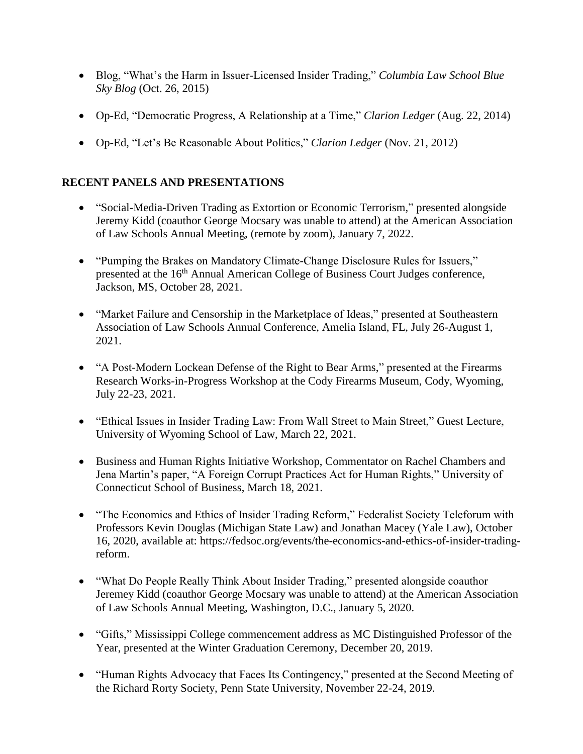- Blog, "What's the Harm in Issuer-Licensed Insider Trading," *Columbia Law School Blue Sky Blog* (Oct. 26, 2015)

- Op-Ed, "Democratic Progress, A Relationship at a Time," *Clarion Ledger* (Aug. 22, 2014)

- Op-Ed, "Let's Be Reasonable About Politics," *Clarion Ledger* (Nov. 21, 2012)

**RECENT PANELS AND PRESENTATIONS**

- "Social-Media-Driven Trading as Extortion or Economic Terrorism," presented alongside Jeremy Kidd (coauthor George Mocsary was unable to attend) at the American Association of Law Schools Annual Meeting, (remote by zoom), January 7, 2022.

- "Pumping the Brakes on Mandatory Climate-Change Disclosure Rules for Issuers," presented at the 16th Annual American College of Business Court Judges conference, Jackson, MS, October 28, 2021.

- "Market Failure and Censorship in the Marketplace of Ideas," presented at Southeastern Association of Law Schools Annual Conference, Amelia Island, FL, July 26-August 1, 2021.

- "A Post-Modern Lockean Defense of the Right to Bear Arms," presented at the Firearms Research Works-in-Progress Workshop at the Cody Firearms Museum, Cody, Wyoming, July 22-23, 2021.

- "Ethical Issues in Insider Trading Law: From Wall Street to Main Street," Guest Lecture, University of Wyoming School of Law, March 22, 2021.

- Business and Human Rights Initiative Workshop, Commentator on Rachel Chambers and Jena Martin's paper, "A Foreign Corrupt Practices Act for Human Rights," University of Connecticut School of Business, March 18, 2021.

- "The Economics and Ethics of Insider Trading Reform," Federalist Society Teleforum with Professors Kevin Douglas (Michigan State Law) and Jonathan Macey (Yale Law), October 16, 2020, available at: https://fedsoc.org/events/the-economics-and-ethics-of-insider-trading-reform.

- "What Do People Really Think About Insider Trading," presented alongside coauthor Jeremey Kidd (coauthor George Mocsary was unable to attend) at the American Association of Law Schools Annual Meeting, Washington, D.C., January 5, 2020.

- "Gifts," Mississippi College commencement address as MC Distinguished Professor of the Year, presented at the Winter Graduation Ceremony, December 20, 2019.

- "Human Rights Advocacy that Faces Its Contingency," presented at the Second Meeting of the Richard Rorty Society, Penn State University, November 22-24, 2019.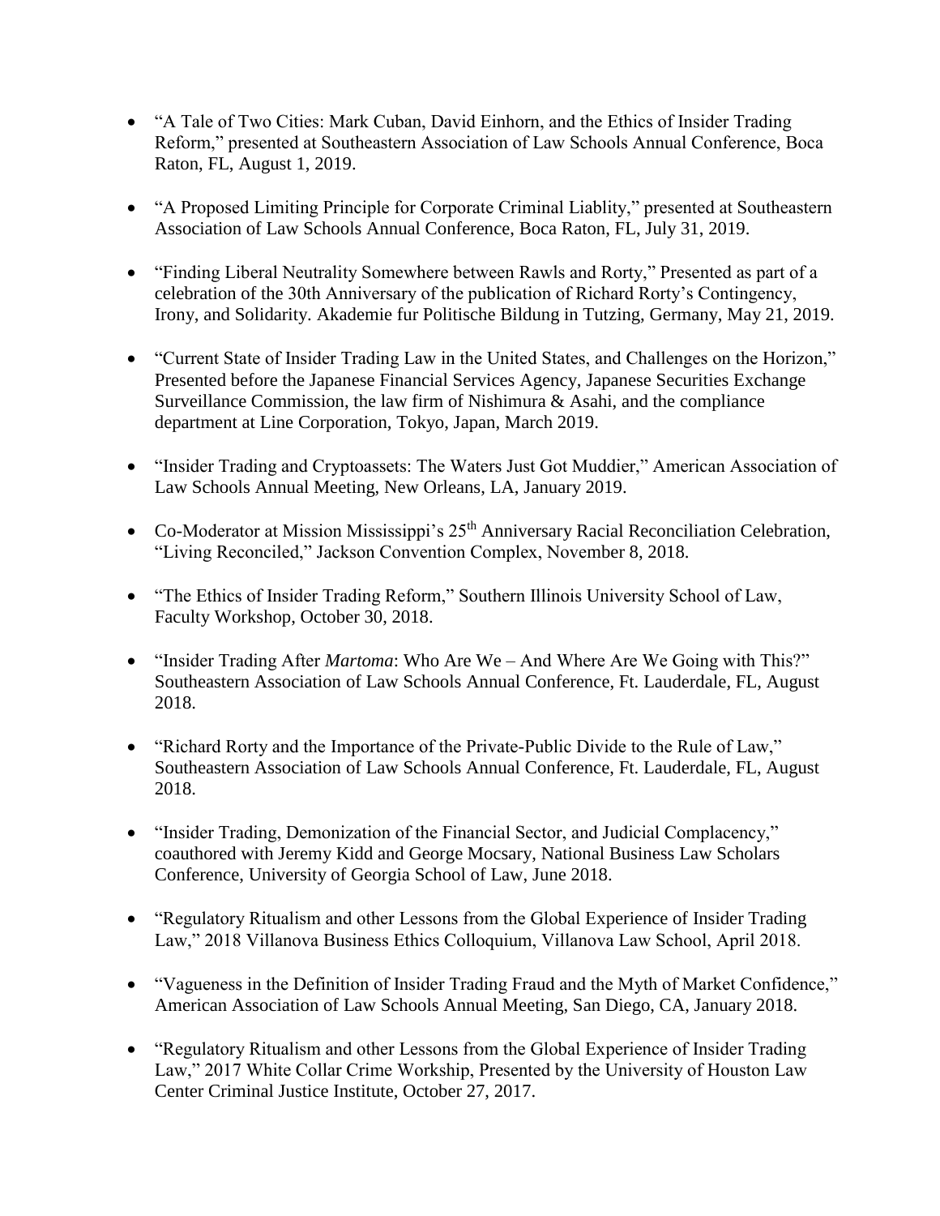- "A Tale of Two Cities: Mark Cuban, David Einhorn, and the Ethics of Insider Trading Reform," presented at Southeastern Association of Law Schools Annual Conference, Boca Raton, FL, August 1, 2019.

- "A Proposed Limiting Principle for Corporate Criminal Liablity," presented at Southeastern Association of Law Schools Annual Conference, Boca Raton, FL, July 31, 2019.

- "Finding Liberal Neutrality Somewhere between Rawls and Rorty," Presented as part of a celebration of the 30th Anniversary of the publication of Richard Rorty's Contingency, Irony, and Solidarity. Akademie fur Politische Bildung in Tutzing, Germany, May 21, 2019.

- "Current State of Insider Trading Law in the United States, and Challenges on the Horizon," Presented before the Japanese Financial Services Agency, Japanese Securities Exchange Surveillance Commission, the law firm of Nishimura & Asahi, and the compliance department at Line Corporation, Tokyo, Japan, March 2019.

- "Insider Trading and Cryptoassets: The Waters Just Got Muddier," American Association of Law Schools Annual Meeting, New Orleans, LA, January 2019.

- Co-Moderator at Mission Mississippi's 25th Anniversary Racial Reconciliation Celebration, "Living Reconciled," Jackson Convention Complex, November 8, 2018.

- "The Ethics of Insider Trading Reform," Southern Illinois University School of Law, Faculty Workshop, October 30, 2018.

- "Insider Trading After *Martoma*: Who Are We – And Where Are We Going with This?" Southeastern Association of Law Schools Annual Conference, Ft. Lauderdale, FL, August 2018.

- "Richard Rorty and the Importance of the Private-Public Divide to the Rule of Law," Southeastern Association of Law Schools Annual Conference, Ft. Lauderdale, FL, August 2018.

- "Insider Trading, Demonization of the Financial Sector, and Judicial Complacency," coauthored with Jeremy Kidd and George Mocsary, National Business Law Scholars Conference, University of Georgia School of Law, June 2018.

- "Regulatory Ritualism and other Lessons from the Global Experience of Insider Trading Law," 2018 Villanova Business Ethics Colloquium, Villanova Law School, April 2018.

- "Vagueness in the Definition of Insider Trading Fraud and the Myth of Market Confidence," American Association of Law Schools Annual Meeting, San Diego, CA, January 2018.

- "Regulatory Ritualism and other Lessons from the Global Experience of Insider Trading Law," 2017 White Collar Crime Workshop, Presented by the University of Houston Law Center Criminal Justice Institute, October 27, 2017.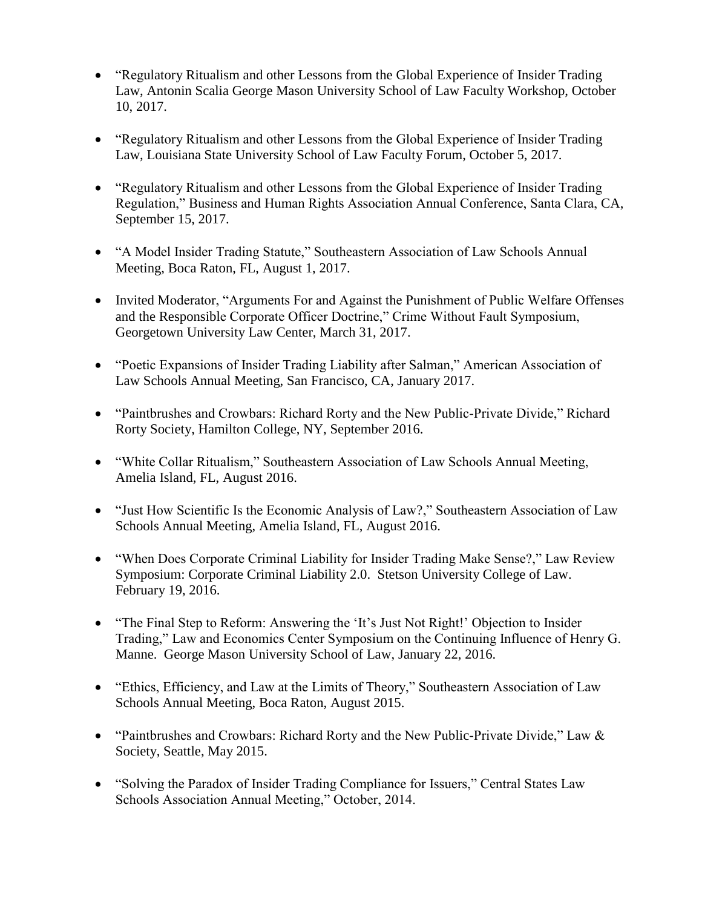- "Regulatory Ritualism and other Lessons from the Global Experience of Insider Trading Law, Antonin Scalia George Mason University School of Law Faculty Workshop, October 10, 2017.

- "Regulatory Ritualism and other Lessons from the Global Experience of Insider Trading Law, Louisiana State University School of Law Faculty Forum, October 5, 2017.

- "Regulatory Ritualism and other Lessons from the Global Experience of Insider Trading Regulation," Business and Human Rights Association Annual Conference, Santa Clara, CA, September 15, 2017.

- "A Model Insider Trading Statute," Southeastern Association of Law Schools Annual Meeting, Boca Raton, FL, August 1, 2017.

- Invited Moderator, "Arguments For and Against the Punishment of Public Welfare Offenses and the Responsible Corporate Officer Doctrine," Crime Without Fault Symposium, Georgetown University Law Center, March 31, 2017.

- "Poetic Expansions of Insider Trading Liability after Salman," American Association of Law Schools Annual Meeting, San Francisco, CA, January 2017.

- "Paintbrushes and Crowbars: Richard Rorty and the New Public-Private Divide," Richard Rorty Society, Hamilton College, NY, September 2016.

- "White Collar Ritualism," Southeastern Association of Law Schools Annual Meeting, Amelia Island, FL, August 2016.

- "Just How Scientific Is the Economic Analysis of Law?," Southeastern Association of Law Schools Annual Meeting, Amelia Island, FL, August 2016.

- "When Does Corporate Criminal Liability for Insider Trading Make Sense?," Law Review Symposium: Corporate Criminal Liability 2.0. Stetson University College of Law. February 19, 2016.

- "The Final Step to Reform: Answering the 'It's Just Not Right!' Objection to Insider Trading," Law and Economics Center Symposium on the Continuing Influence of Henry G. Manne. George Mason University School of Law, January 22, 2016.

- "Ethics, Efficiency, and Law at the Limits of Theory," Southeastern Association of Law Schools Annual Meeting, Boca Raton, August 2015.

- "Paintbrushes and Crowbars: Richard Rorty and the New Public-Private Divide," Law & Society, Seattle, May 2015.

- "Solving the Paradox of Insider Trading Compliance for Issuers," Central States Law Schools Association Annual Meeting," October, 2014.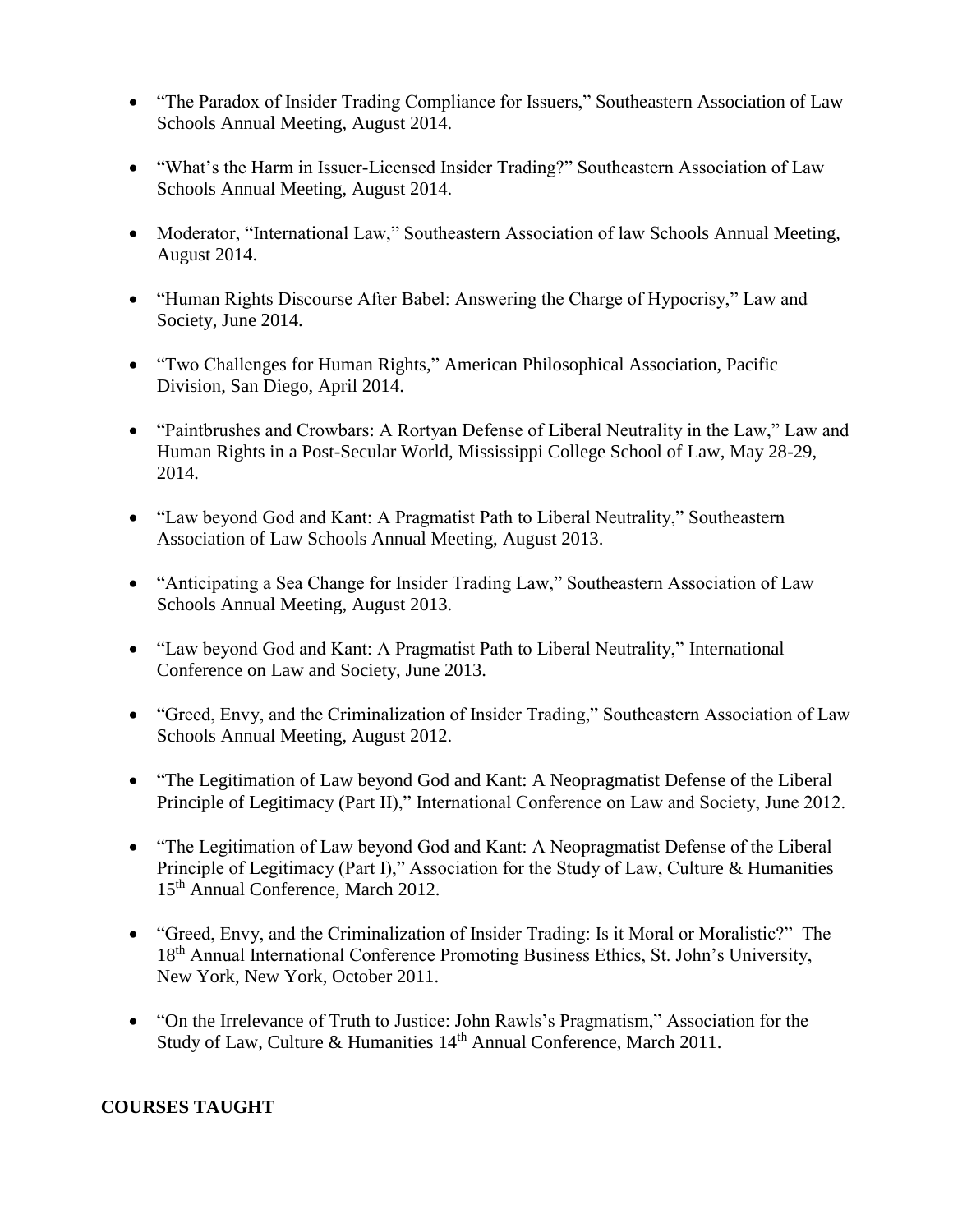- "The Paradox of Insider Trading Compliance for Issuers," Southeastern Association of Law Schools Annual Meeting, August 2014.

- "What's the Harm in Issuer-Licensed Insider Trading?" Southeastern Association of Law Schools Annual Meeting, August 2014.

- Moderator, "International Law," Southeastern Association of law Schools Annual Meeting, August 2014.

- "Human Rights Discourse After Babel: Answering the Charge of Hypocrisy," Law and Society, June 2014.

- "Two Challenges for Human Rights," American Philosophical Association, Pacific Division, San Diego, April 2014.

- "Paintbrushes and Crowbars: A Rortyan Defense of Liberal Neutrality in the Law," Law and Human Rights in a Post-Secular World, Mississippi College School of Law, May 28-29, 2014.

- "Law beyond God and Kant: A Pragmatist Path to Liberal Neutrality," Southeastern Association of Law Schools Annual Meeting, August 2013.

- "Anticipating a Sea Change for Insider Trading Law," Southeastern Association of Law Schools Annual Meeting, August 2013.

- "Law beyond God and Kant: A Pragmatist Path to Liberal Neutrality," International Conference on Law and Society, June 2013.

- "Greed, Envy, and the Criminalization of Insider Trading," Southeastern Association of Law Schools Annual Meeting, August 2012.

- "The Legitimation of Law beyond God and Kant: A Neopragmatist Defense of the Liberal Principle of Legitimacy (Part II)," International Conference on Law and Society, June 2012.

- "The Legitimation of Law beyond God and Kant: A Neopragmatist Defense of the Liberal Principle of Legitimacy (Part I)," Association for the Study of Law, Culture & Humanities 15th Annual Conference, March 2012.

- "Greed, Envy, and the Criminalization of Insider Trading: Is it Moral or Moralistic?" The 18th Annual International Conference Promoting Business Ethics, St. John's University, New York, New York, October 2011.

- "On the Irrelevance of Truth to Justice: John Rawls's Pragmatism," Association for the Study of Law, Culture & Humanities 14th Annual Conference, March 2011.

**COURSES TAUGHT**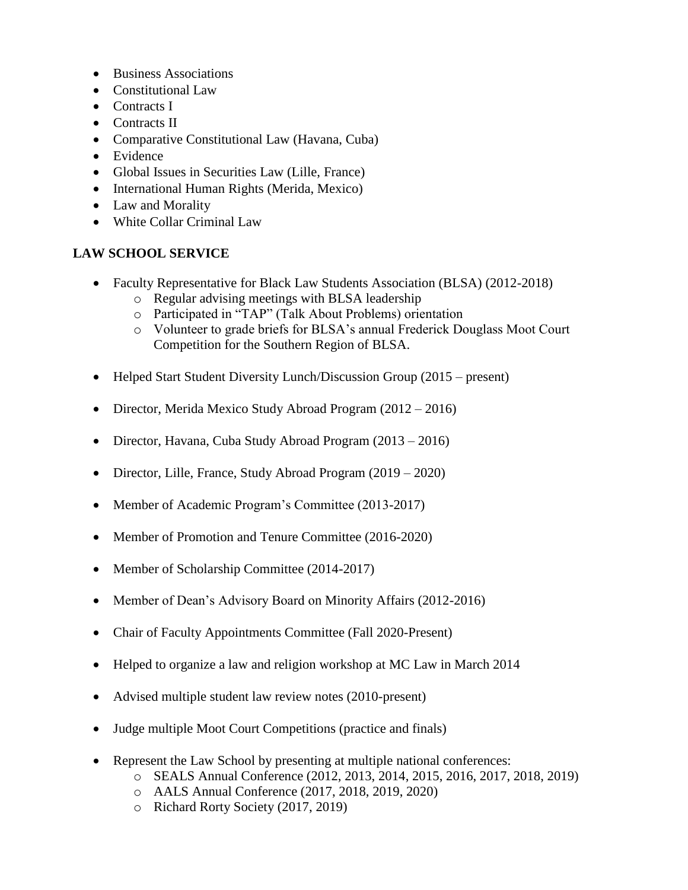- Business Associations
- Constitutional Law
- Contracts I
- Contracts II
- Comparative Constitutional Law (Havana, Cuba)
- Evidence
- Global Issues in Securities Law (Lille, France)
- International Human Rights (Merida, Mexico)
- Law and Morality
- White Collar Criminal Law

**LAW SCHOOL SERVICE**

- Faculty Representative for Black Law Students Association (BLSA) (2012-2018)
  - Regular advising meetings with BLSA leadership
  - Participated in "TAP" (Talk About Problems) orientation
  - Volunteer to grade briefs for BLSA's annual Frederick Douglass Moot Court Competition for the Southern Region of BLSA.

- Helped Start Student Diversity Lunch/Discussion Group (2015 – present)

- Director, Merida Mexico Study Abroad Program (2012 – 2016)

- Director, Havana, Cuba Study Abroad Program (2013 – 2016)

- Director, Lille, France, Study Abroad Program (2019 – 2020)

- Member of Academic Program's Committee (2013-2017)

- Member of Promotion and Tenure Committee (2016-2020)

- Member of Scholarship Committee (2014-2017)

- Member of Dean's Advisory Board on Minority Affairs (2012-2016)

- Chair of Faculty Appointments Committee (Fall 2020-Present)

- Helped to organize a law and religion workshop at MC Law in March 2014

- Advised multiple student law review notes (2010-present)

- Judge multiple Moot Court Competitions (practice and finals)

- Represent the Law School by presenting at multiple national conferences:
  - SEALS Annual Conference (2012, 2013, 2014, 2015, 2016, 2017, 2018, 2019)
  - AALS Annual Conference (2017, 2018, 2019, 2020)
  - Richard Rorty Society (2017, 2019)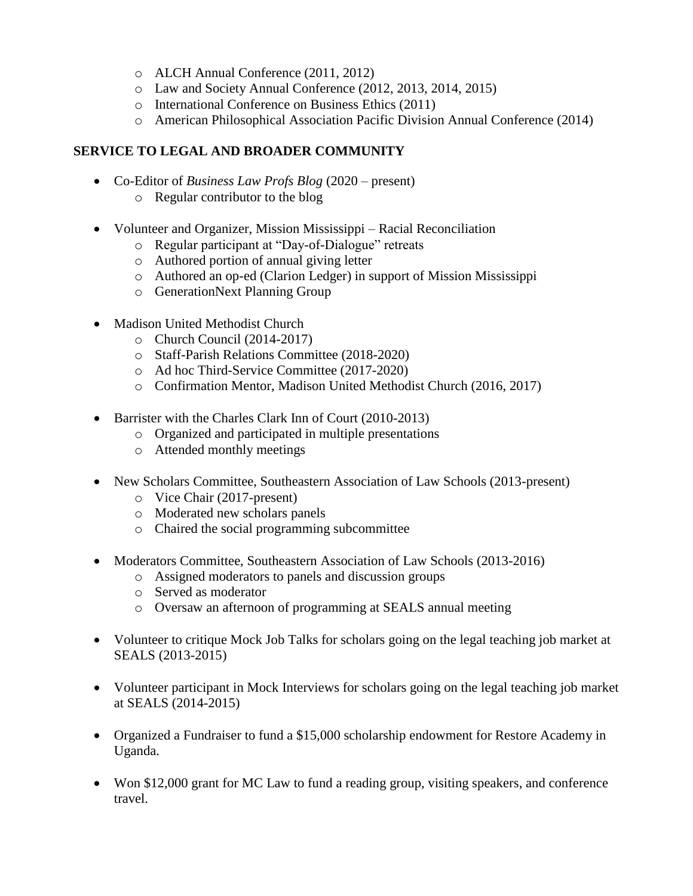- ALCH Annual Conference (2011, 2012)
  - Law and Society Annual Conference (2012, 2013, 2014, 2015)
  - International Conference on Business Ethics (2011)
  - American Philosophical Association Pacific Division Annual Conference (2014)

## SERVICE TO LEGAL AND BROADER COMMUNITY

- Co-Editor of *Business Law Profs Blog* (2020 – present)
  - Regular contributor to the blog

- Volunteer and Organizer, Mission Mississippi – Racial Reconciliation
  - Regular participant at "Day-of-Dialogue" retreats
  - Authored portion of annual giving letter
  - Authored an op-ed (Clarion Ledger) in support of Mission Mississippi
  - GenerationNext Planning Group

- Madison United Methodist Church
  - Church Council (2014-2017)
  - Staff-Parish Relations Committee (2018-2020)
  - Ad hoc Third-Service Committee (2017-2020)
  - Confirmation Mentor, Madison United Methodist Church (2016, 2017)

- Barrister with the Charles Clark Inn of Court (2010-2013)
  - Organized and participated in multiple presentations
  - Attended monthly meetings

- New Scholars Committee, Southeastern Association of Law Schools (2013-present)
  - Vice Chair (2017-present)
  - Moderated new scholars panels
  - Chaired the social programming subcommittee

- Moderators Committee, Southeastern Association of Law Schools (2013-2016)
  - Assigned moderators to panels and discussion groups
  - Served as moderator
  - Oversaw an afternoon of programming at SEALS annual meeting

- Volunteer to critique Mock Job Talks for scholars going on the legal teaching job market at SEALS (2013-2015)

- Volunteer participant in Mock Interviews for scholars going on the legal teaching job market at SEALS (2014-2015)

- Organized a Fundraiser to fund a $15,000 scholarship endowment for Restore Academy in Uganda.

- Won $12,000 grant for MC Law to fund a reading group, visiting speakers, and conference travel.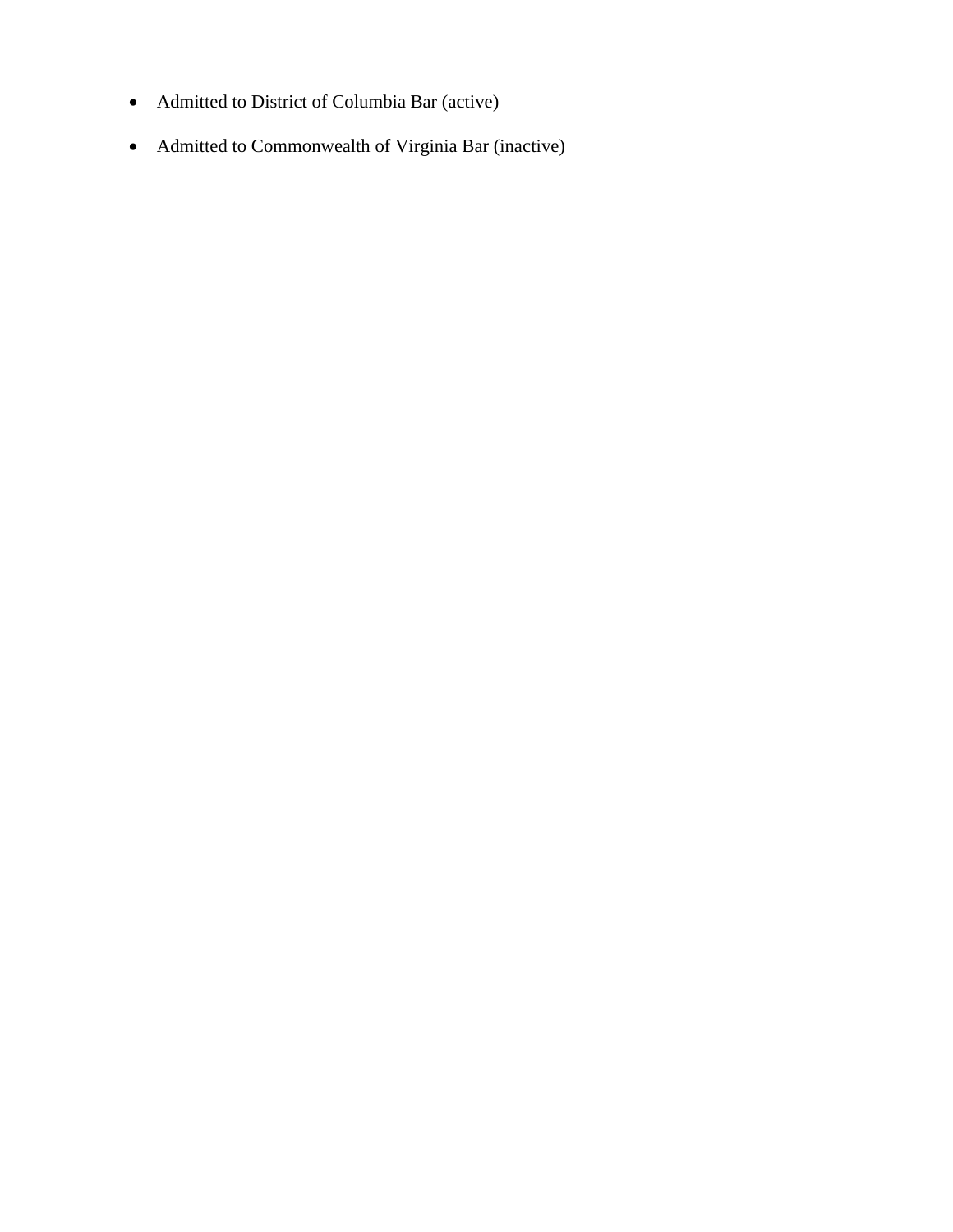- Admitted to District of Columbia Bar (active)
- Admitted to Commonwealth of Virginia Bar (inactive)